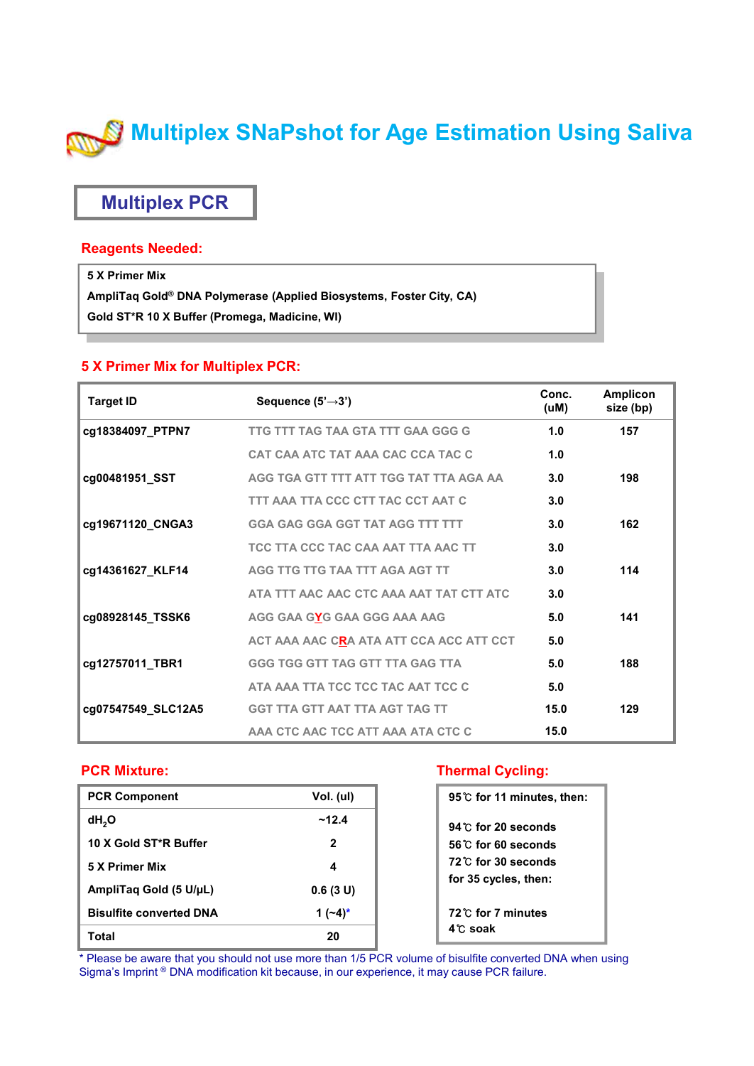# Multiplex SNaPshot for Age Estimation Using Saliva

## Multiplex PCR

### Reagents Needed:

**5 X Primer Mix**
**AmpliTaq Gold® DNA Polymerase (Applied Biosystems, Foster City, CA)**
**Gold ST*R 10 X Buffer (Promega, Madicine, WI)**

### 5 X Primer Mix for Multiplex PCR:

| Target ID | Sequence (5'→3') | Conc. (uM) | Amplicon size (bp) |
|---|---|---|---|
| cg18384097_PTPN7 | TTG TTT TAG TAA GTA TTT GAA GGG G | 1.0 | 157 |
| | CAT CAA ATC TAT AAA CAC CCA TAC C | 1.0 | |
| cg00481951_SST | AGG TGA GTT TTT ATT TGG TAT TTA AGA AA | 3.0 | 198 |
| | TTT AAA TTA CCC CTT TAC CCT AAT C | 3.0 | |
| cg19671120_CNGA3 | GGA GAG GGA GGT TAT AGG TTT TTT | 3.0 | 162 |
| | TCC TTA CCC TAC CAA AAT TTA AAC TT | 3.0 | |
| cg14361627_KLF14 | AGG TTG TTG TAA TTT AGA AGT TT | 3.0 | 114 |
| | ATA TTT AAC AAC CTC AAA AAT TAT CTT ATC | 3.0 | |
| cg08928145_TSSK6 | AGG GAA GYG GAA GGG AAA AAG | 5.0 | 141 |
| | ACT AAA AAC CRA ATA ATT CCA ACC ATT CCT | 5.0 | |
| cg12757011_TBR1 | GGG TGG GTT TAG GTT TTA GAG TTA | 5.0 | 188 |
| | ATA AAA TTA TCC TCC TAC AAT TCC C | 5.0 | |
| cg07547549_SLC12A5 | GGT TTA GTT AAT TTA AGT TAG TT | 15.0 | 129 |
| | AAA CTC AAC TCC ATT AAA ATA CTC C | 15.0 | |

### PCR Mixture:

| PCR Component | Vol. (ul) |
|---|---|
| $dH_2O$ | ~12.4 |
| 10 X Gold ST*R Buffer | 2 |
| 5 X Primer Mix | 4 |
| AmpliTaq Gold (5 U/μL) | 0.6 (3 U) |
| Bisulfite converted DNA | 1 (~4)* |
| Total | 20 |

\* Please be aware that you should not use more than 1/5 PCR volume of bisulfite converted DNA when using Sigma's Imprint ® DNA modification kit because, in our experience, it may cause PCR failure.

### Thermal Cycling:

95℃ for 11 minutes, then:

94℃ for 20 seconds
56℃ for 60 seconds
72℃ for 30 seconds
for 35 cycles, then:

72℃ for 7 minutes
4℃ soak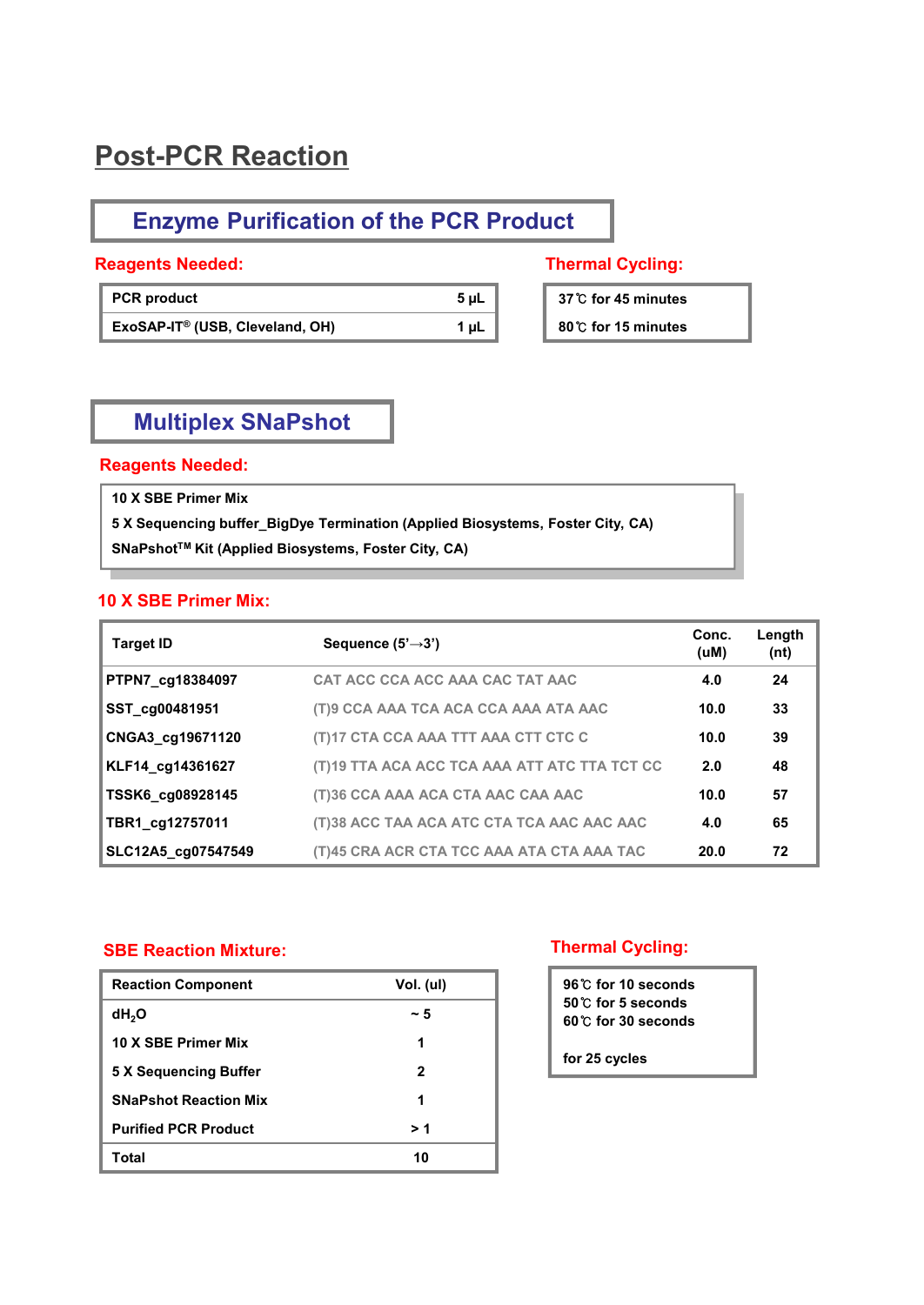# Post-PCR Reaction

## Enzyme Purification of the PCR Product

**Reagents Needed:**

| PCR product | 5 µL |
|---|---|
| ExoSAP-IT® (USB, Cleveland, OH) | 1 µL |

**Thermal Cycling:**

- 37℃ for 45 minutes
- 80℃ for 15 minutes

## Multiplex SNaPshot

**Reagents Needed:**

- 10 X SBE Primer Mix
- 5 X Sequencing buffer_BigDye Termination (Applied Biosystems, Foster City, CA)
- SNaPshot™ Kit (Applied Biosystems, Foster City, CA)

**10 X SBE Primer Mix:**

| Target ID | Sequence (5'→3') | Conc. (uM) | Length (nt) |
|---|---|---|---|
| PTPN7_cg18384097 | CAT ACC CCA ACC AAA CAC TAT AAC | 4.0 | 24 |
| SST_cg00481951 | (T)9 CCA AAA TCA ACA CCA AAA ATA AAC | 10.0 | 33 |
| CNGA3_cg19671120 | (T)17 CTA CCA AAA TTT AAA CTT CTC C | 10.0 | 39 |
| KLF14_cg14361627 | (T)19 TTA ACA ACC TCA AAA ATT ATC TTA TCT CC | 2.0 | 48 |
| TSSK6_cg08928145 | (T)36 CCA AAA ACA CTA AAC CAA AAC | 10.0 | 57 |
| TBR1_cg12757011 | (T)38 ACC TAA ACA ATC CTA TCA AAC AAC AAC | 4.0 | 65 |
| SLC12A5_cg07547549 | (T)45 CRA ACR CTA TCC AAA ATA CTA AAA TAC | 20.0 | 72 |

**SBE Reaction Mixture:**

| Reaction Component | Vol. (ul) |
|---|---|
| $dH_2O$ | ~ 5 |
| 10 X SBE Primer Mix | 1 |
| 5 X Sequencing Buffer | 2 |
| SNaPshot Reaction Mix | 1 |
| Purified PCR Product | > 1 |
| Total | 10 |

**Thermal Cycling:**

- 96℃ for 10 seconds
- 50℃ for 5 seconds
- 60℃ for 30 seconds

for 25 cycles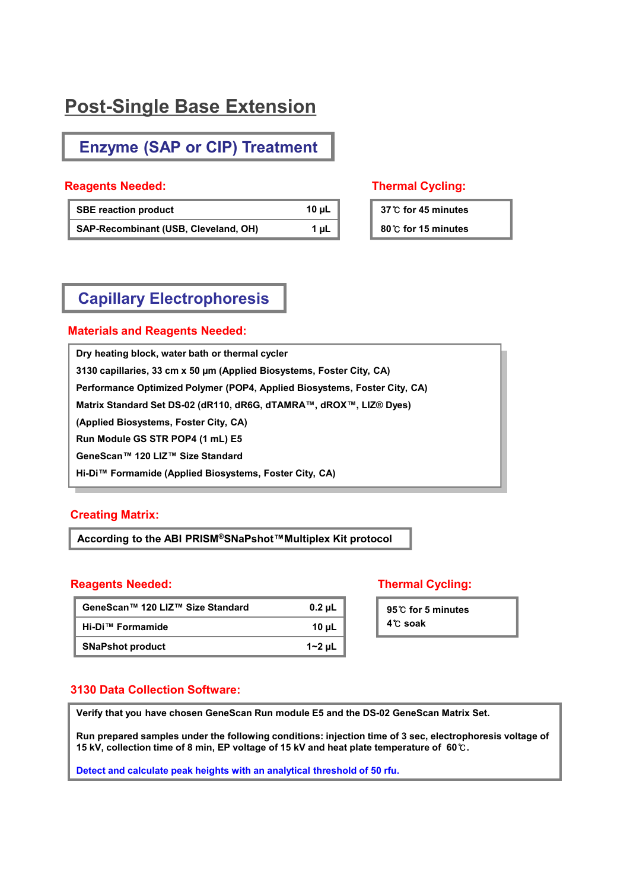# Post-Single Base Extension

## Enzyme (SAP or CIP) Treatment

### Reagents Needed:

| SBE reaction product | 10 µL |
| --- | --- |
| SAP-Recombinant (USB, Cleveland, OH) | 1 µL |

### Thermal Cycling:

37℃ for 45 minutes

80℃ for 15 minutes

## Capillary Electrophoresis

### Materials and Reagents Needed:

Dry heating block, water bath or thermal cycler

3130 capillaries, 33 cm x 50 µm (Applied Biosystems, Foster City, CA)

Performance Optimized Polymer (POP4, Applied Biosystems, Foster City, CA)

Matrix Standard Set DS-02 (dR110, dR6G, dTAMRA™, dROX™, LIZ® Dyes) (Applied Biosystems, Foster City, CA)

Run Module GS STR POP4 (1 mL) E5

GeneScan™ 120 LIZ™ Size Standard

Hi-Di™ Formamide (Applied Biosystems, Foster City, CA)

### Creating Matrix:

According to the ABI PRISM®SNaPshot™Multiplex Kit protocol

### Reagents Needed:

| GeneScan™ 120 LIZ™ Size Standard | 0.2 µL |
| --- | --- |
| Hi-Di™ Formamide | 10 µL |
| SNaPshot product | 1~2 µL |

### Thermal Cycling:

95℃ for 5 minutes

4℃ soak

### 3130 Data Collection Software:

Verify that you have chosen GeneScan Run module E5 and the DS-02 GeneScan Matrix Set.

Run prepared samples under the following conditions: injection time of 3 sec, electrophoresis voltage of 15 kV, collection time of 8 min, EP voltage of 15 kV and heat plate temperature of 60℃.

Detect and calculate peak heights with an analytical threshold of 50 rfu.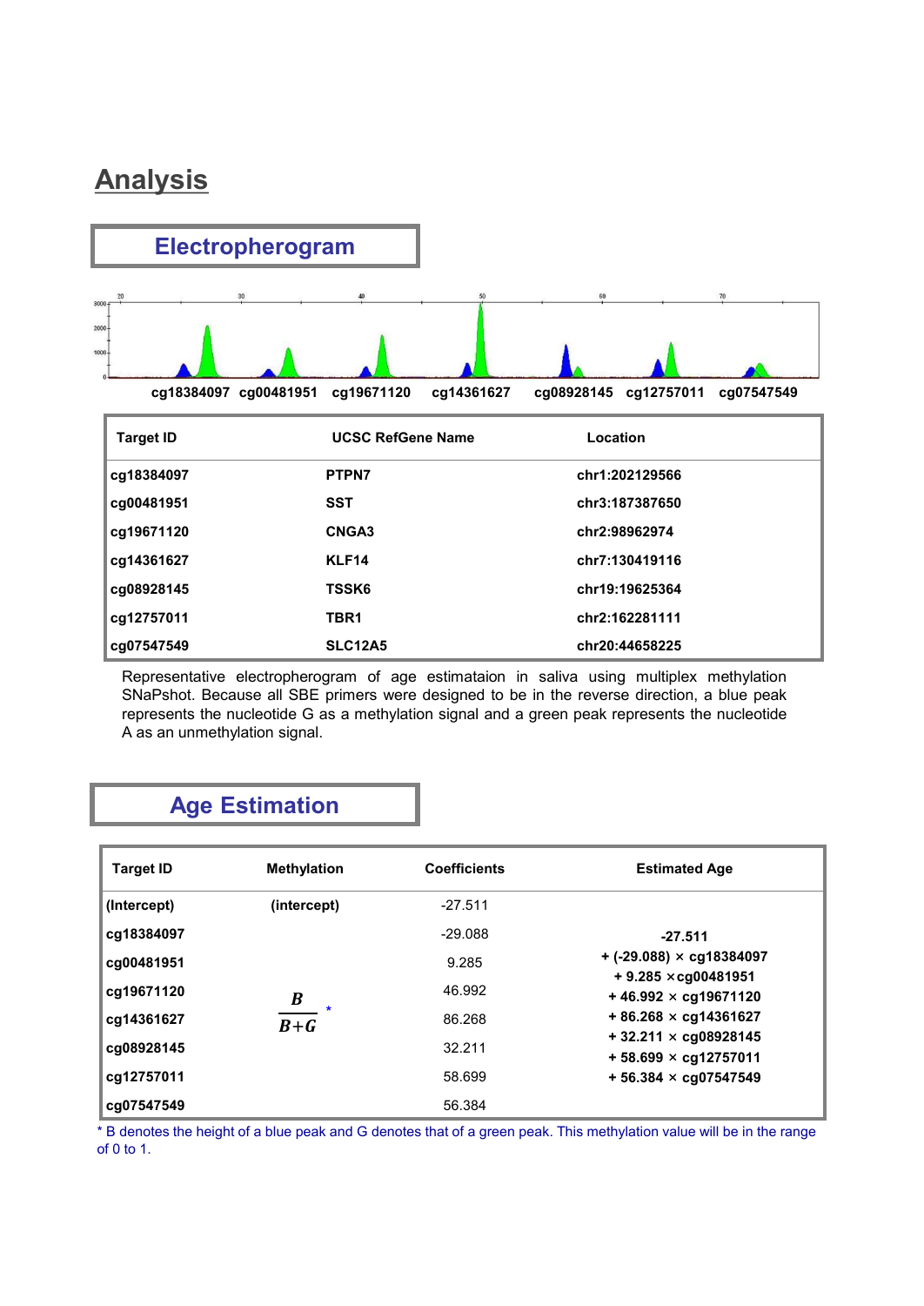# Analysis

## Electrophoregram

20 30 40 50 60 70

3000
2000
1000
0

cg18384097 cg00481951 cg19671120 cg14361627 cg08928145 cg12757011 cg07547549

| Target ID | UCSC RefGene Name | Location |
|---|---|---|
| cg18384097 | PTPN7 | chr1:202129566 |
| cg00481951 | SST | chr3:187387650 |
| cg19671120 | CNGA3 | chr2:98962974 |
| cg14361627 | KLF14 | chr7:130419116 |
| cg08928145 | TSSK6 | chr19:19625364 |
| cg12757011 | TBR1 | chr2:162281111 |
| cg07547549 | SLC12A5 | chr20:44658225 |

Representative electropherogram of age estimataion in saliva using multiplex methylation SNaPshot. Because all SBE primers were designed to be in the reverse direction, a blue peak represents the nucleotide G as a methylation signal and a green peak represents the nucleotide A as an unmethylation signal.

## Age Estimation

| Target ID | Methylation | Coefficients | Estimated Age |
|---|---|---|---|
| (Intercept) | (intercept) | -27.511 | -27.511 |
| cg18384097 | $\frac{B}{B+G}$ * | -29.088 | + (-29.088) × cg18384097 |
| cg00481951 | | 9.285 | + 9.285 × cg00481951 |
| cg19671120 | | 46.992 | + 46.992 × cg19671120 |
| cg14361627 | | 86.268 | + 86.268 × cg14361627 |
| cg08928145 | | 32.211 | + 32.211 × cg08928145 |
| cg12757011 | | 58.699 | + 58.699 × cg12757011 |
| cg07547549 | | 56.384 | + 56.384 × cg07547549 |

* B denotes the height of a blue peak and G denotes that of a green peak. This methylation value will be in the range of 0 to 1.